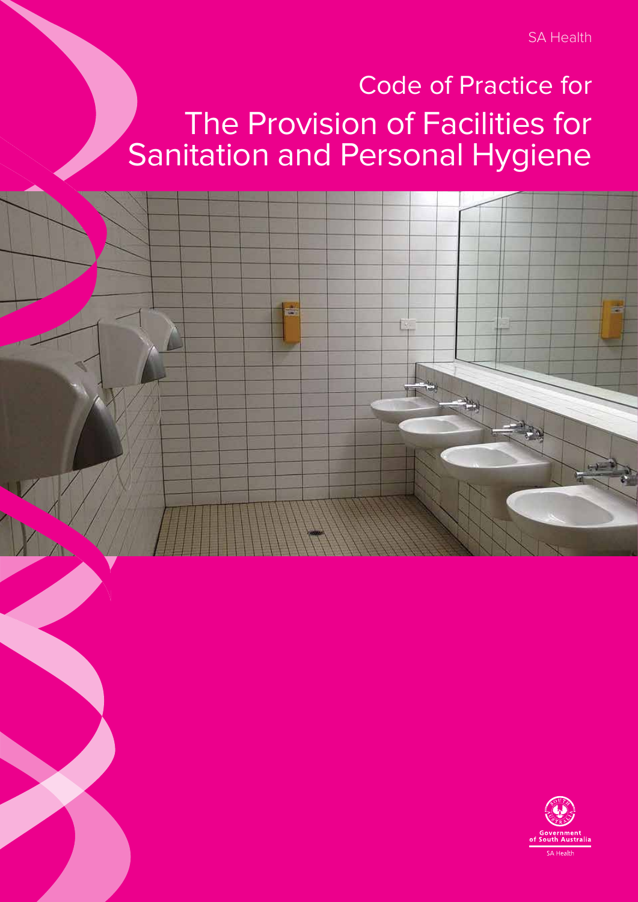SA Health

# Code of Practice for
# The Provision of Facilities for Sanitation and Personal Hygiene

Government of South Australia

SA Health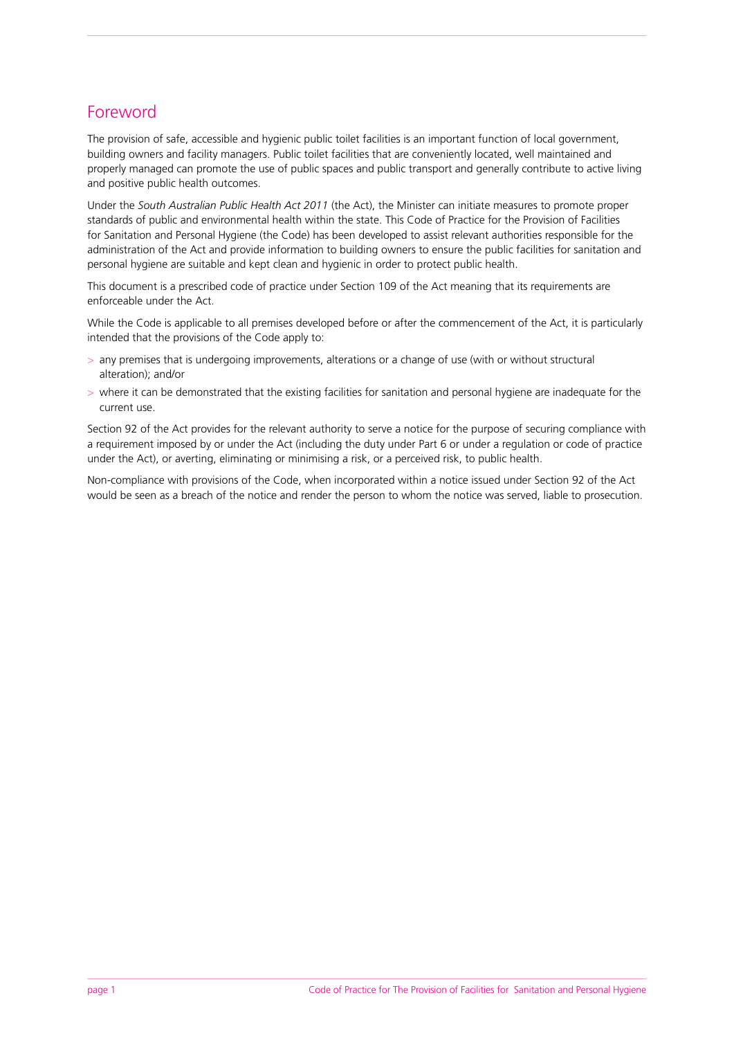## Foreword

The provision of safe, accessible and hygienic public toilet facilities is an important function of local government, building owners and facility managers. Public toilet facilities that are conveniently located, well maintained and properly managed can promote the use of public spaces and public transport and generally contribute to active living and positive public health outcomes.

Under the *South Australian Public Health Act 2011* (the Act), the Minister can initiate measures to promote proper standards of public and environmental health within the state. This Code of Practice for the Provision of Facilities for Sanitation and Personal Hygiene (the Code) has been developed to assist relevant authorities responsible for the administration of the Act and provide information to building owners to ensure the public facilities for sanitation and personal hygiene are suitable and kept clean and hygienic in order to protect public health.

This document is a prescribed code of practice under Section 109 of the Act meaning that its requirements are enforceable under the Act.

While the Code is applicable to all premises developed before or after the commencement of the Act, it is particularly intended that the provisions of the Code apply to:

- any premises that is undergoing improvements, alterations or a change of use (with or without structural alteration); and/or
- where it can be demonstrated that the existing facilities for sanitation and personal hygiene are inadequate for the current use.

Section 92 of the Act provides for the relevant authority to serve a notice for the purpose of securing compliance with a requirement imposed by or under the Act (including the duty under Part 6 or under a regulation or code of practice under the Act), or averting, eliminating or minimising a risk, or a perceived risk, to public health.

Non-compliance with provisions of the Code, when incorporated within a notice issued under Section 92 of the Act would be seen as a breach of the notice and render the person to whom the notice was served, liable to prosecution.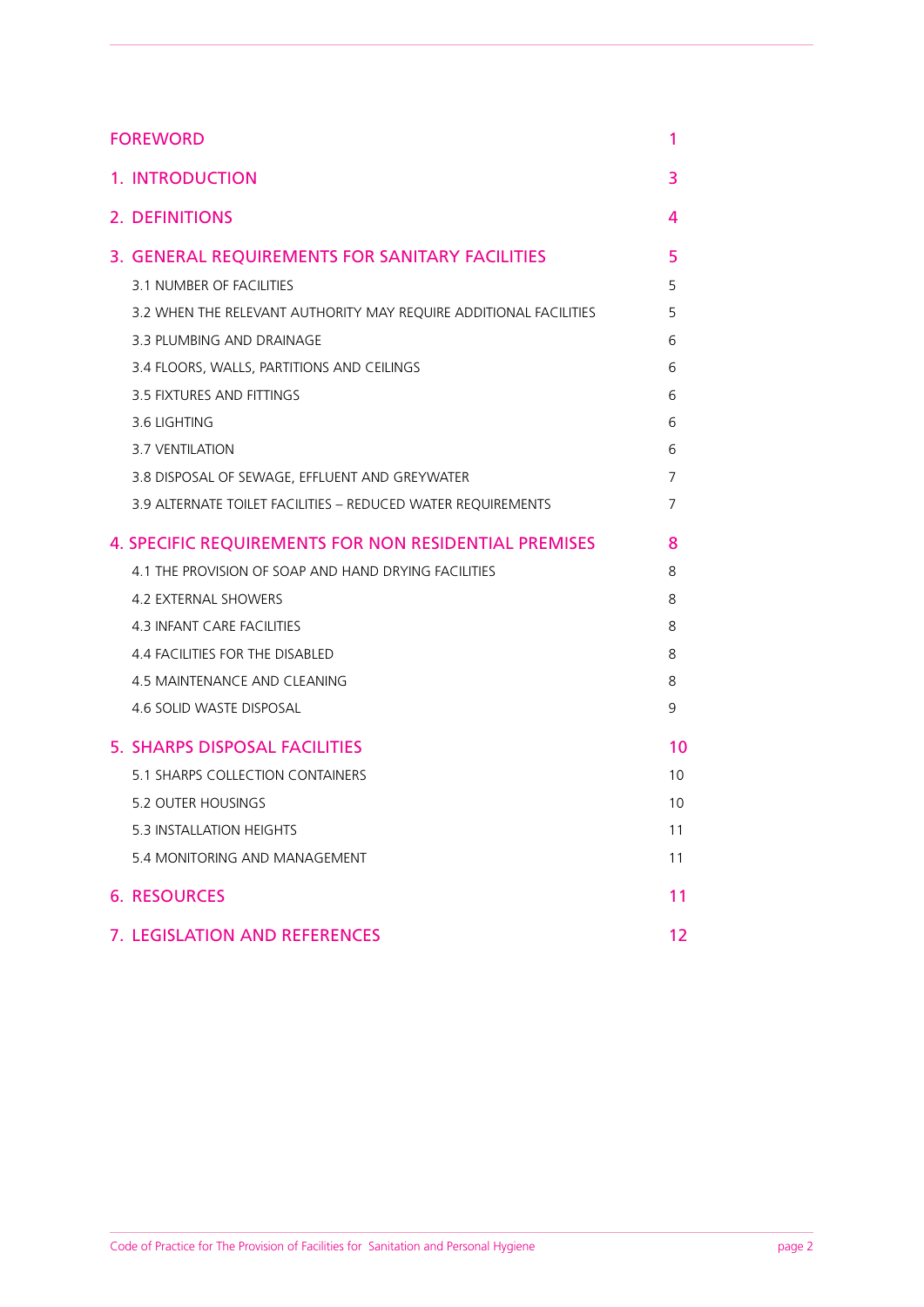| | |
|---|---|
| **FOREWORD** | **1** |
| **1. INTRODUCTION** | **3** |
| **2. DEFINITIONS** | **4** |
| **3. GENERAL REQUIREMENTS FOR SANITARY FACILITIES** | **5** |
| 3.1 NUMBER OF FACILITIES | 5 |
| 3.2 WHEN THE RELEVANT AUTHORITY MAY REQUIRE ADDITIONAL FACILITIES | 5 |
| 3.3 PLUMBING AND DRAINAGE | 6 |
| 3.4 FLOORS, WALLS, PARTITIONS AND CEILINGS | 6 |
| 3.5 FIXTURES AND FITTINGS | 6 |
| 3.6 LIGHTING | 6 |
| 3.7 VENTILATION | 6 |
| 3.8 DISPOSAL OF SEWAGE, EFFLUENT AND GREYWATER | 7 |
| 3.9 ALTERNATE TOILET FACILITIES – REDUCED WATER REQUIREMENTS | 7 |
| **4. SPECIFIC REQUIREMENTS FOR NON RESIDENTIAL PREMISES** | **8** |
| 4.1 THE PROVISION OF SOAP AND HAND DRYING FACILITIES | 8 |
| 4.2 EXTERNAL SHOWERS | 8 |
| 4.3 INFANT CARE FACILITIES | 8 |
| 4.4 FACILITIES FOR THE DISABLED | 8 |
| 4.5 MAINTENANCE AND CLEANING | 8 |
| 4.6 SOLID WASTE DISPOSAL | 9 |
| **5. SHARPS DISPOSAL FACILITIES** | **10** |
| 5.1 SHARPS COLLECTION CONTAINERS | 10 |
| 5.2 OUTER HOUSINGS | 10 |
| 5.3 INSTALLATION HEIGHTS | 11 |
| 5.4 MONITORING AND MANAGEMENT | 11 |
| **6. RESOURCES** | **11** |
| **7. LEGISLATION AND REFERENCES** | **12** |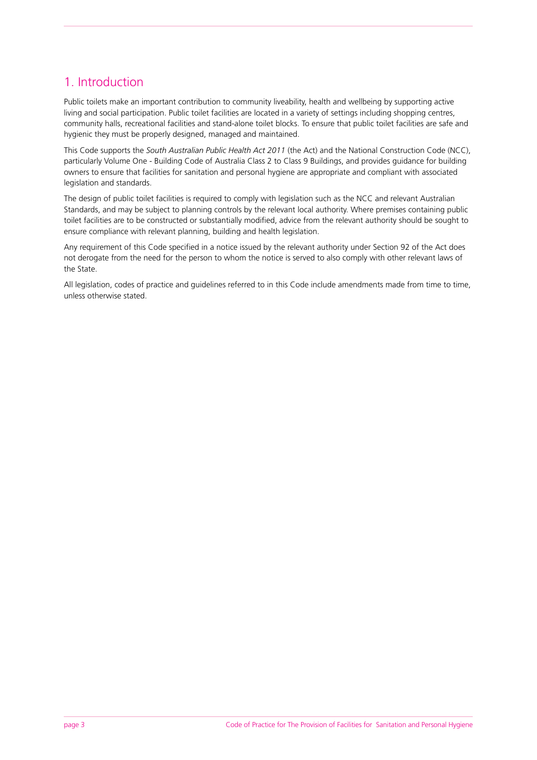## 1. Introduction

Public toilets make an important contribution to community liveability, health and wellbeing by supporting active living and social participation. Public toilet facilities are located in a variety of settings including shopping centres, community halls, recreational facilities and stand-alone toilet blocks. To ensure that public toilet facilities are safe and hygienic they must be properly designed, managed and maintained.

This Code supports the *South Australian Public Health Act 2011* (the Act) and the National Construction Code (NCC), particularly Volume One - Building Code of Australia Class 2 to Class 9 Buildings, and provides guidance for building owners to ensure that facilities for sanitation and personal hygiene are appropriate and compliant with associated legislation and standards.

The design of public toilet facilities is required to comply with legislation such as the NCC and relevant Australian Standards, and may be subject to planning controls by the relevant local authority. Where premises containing public toilet facilities are to be constructed or substantially modified, advice from the relevant authority should be sought to ensure compliance with relevant planning, building and health legislation.

Any requirement of this Code specified in a notice issued by the relevant authority under Section 92 of the Act does not derogate from the need for the person to whom the notice is served to also comply with other relevant laws of the State.

All legislation, codes of practice and guidelines referred to in this Code include amendments made from time to time, unless otherwise stated.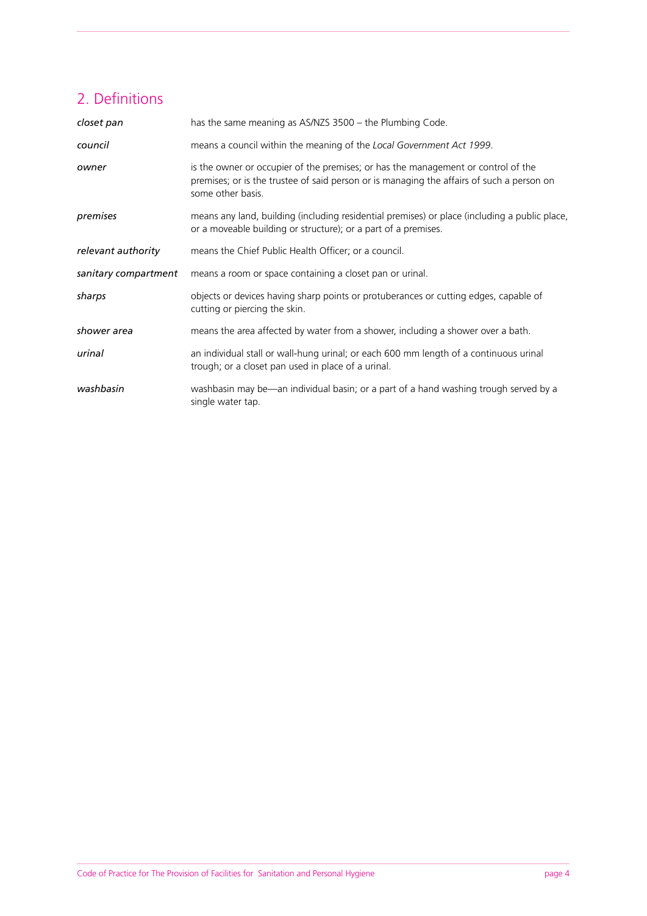## 2. Definitions

| | |
|---|---|
| *closet pan* | has the same meaning as AS/NZS 3500 – the Plumbing Code. |
| *council* | means a council within the meaning of the *Local Government Act 1999*. |
| *owner* | is the owner or occupier of the premises; or has the management or control of the premises; or is the trustee of said person or is managing the affairs of such a person on some other basis. |
| *premises* | means any land, building (including residential premises) or place (including a public place, or a moveable building or structure); or a part of a premises. |
| *relevant authority* | means the Chief Public Health Officer; or a council. |
| *sanitary compartment* | means a room or space containing a closet pan or urinal. |
| *sharps* | objects or devices having sharp points or protuberances or cutting edges, capable of cutting or piercing the skin. |
| *shower area* | means the area affected by water from a shower, including a shower over a bath. |
| *urinal* | an individual stall or wall-hung urinal; or each 600 mm length of a continuous urinal trough; or a closet pan used in place of a urinal. |
| *washbasin* | washbasin may be—an individual basin; or a part of a hand washing trough served by a single water tap. |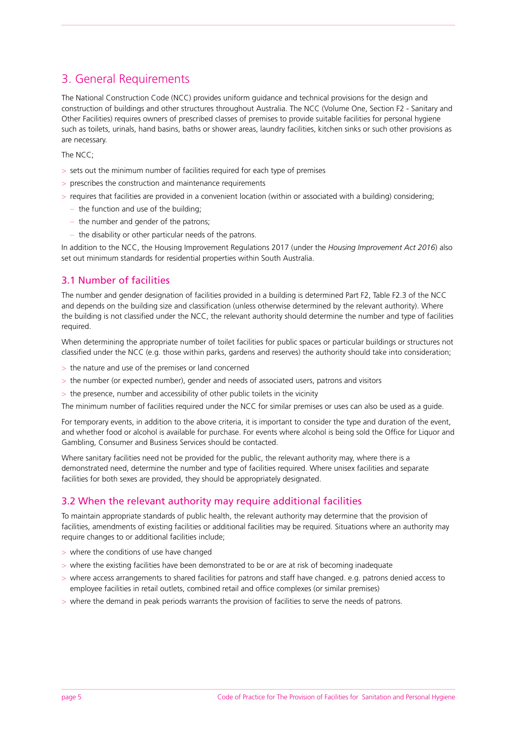# 3. General Requirements

The National Construction Code (NCC) provides uniform guidance and technical provisions for the design and construction of buildings and other structures throughout Australia. The NCC (Volume One, Section F2 - Sanitary and Other Facilities) requires owners of prescribed classes of premises to provide suitable facilities for personal hygiene such as toilets, urinals, hand basins, baths or shower areas, laundry facilities, kitchen sinks or such other provisions as are necessary.

The NCC;

- sets out the minimum number of facilities required for each type of premises
- prescribes the construction and maintenance requirements
- requires that facilities are provided in a convenient location (within or associated with a building) considering;
  - the function and use of the building;
  - the number and gender of the patrons;
  - the disability or other particular needs of the patrons.

In addition to the NCC, the Housing Improvement Regulations 2017 (under the *Housing Improvement Act 2016*) also set out minimum standards for residential properties within South Australia.

## 3.1 Number of facilities

The number and gender designation of facilities provided in a building is determined Part F2, Table F2.3 of the NCC and depends on the building size and classification (unless otherwise determined by the relevant authority). Where the building is not classified under the NCC, the relevant authority should determine the number and type of facilities required.

When determining the appropriate number of toilet facilities for public spaces or particular buildings or structures not classified under the NCC (e.g. those within parks, gardens and reserves) the authority should take into consideration;

- the nature and use of the premises or land concerned
- the number (or expected number), gender and needs of associated users, patrons and visitors
- the presence, number and accessibility of other public toilets in the vicinity

The minimum number of facilities required under the NCC for similar premises or uses can also be used as a guide.

For temporary events, in addition to the above criteria, it is important to consider the type and duration of the event, and whether food or alcohol is available for purchase. For events where alcohol is being sold the Office for Liquor and Gambling, Consumer and Business Services should be contacted.

Where sanitary facilities need not be provided for the public, the relevant authority may, where there is a demonstrated need, determine the number and type of facilities required. Where unisex facilities and separate facilities for both sexes are provided, they should be appropriately designated.

## 3.2 When the relevant authority may require additional facilities

To maintain appropriate standards of public health, the relevant authority may determine that the provision of facilities, amendments of existing facilities or additional facilities may be required. Situations where an authority may require changes to or additional facilities include;

- where the conditions of use have changed
- where the existing facilities have been demonstrated to be or are at risk of becoming inadequate
- where access arrangements to shared facilities for patrons and staff have changed. e.g. patrons denied access to employee facilities in retail outlets, combined retail and office complexes (or similar premises)
- where the demand in peak periods warrants the provision of facilities to serve the needs of patrons.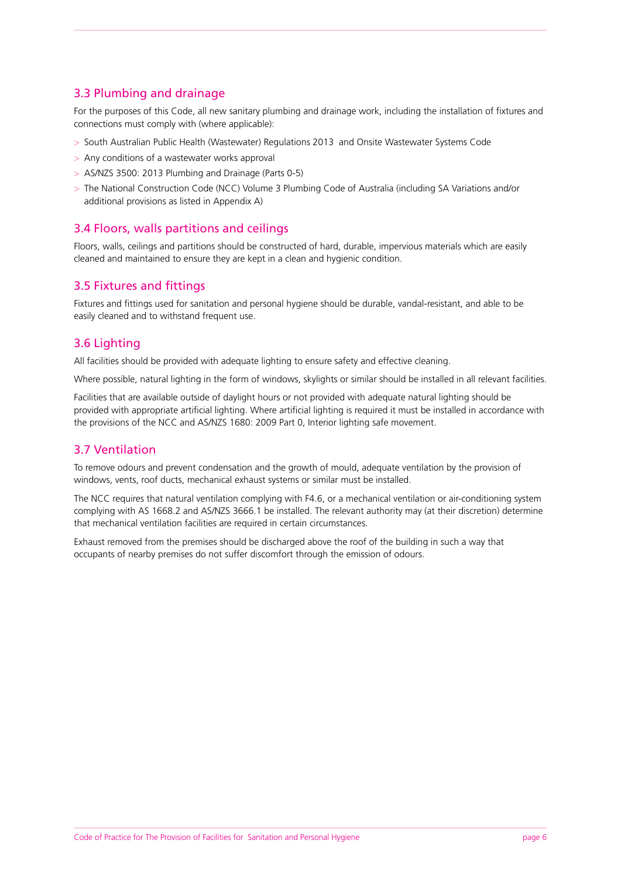## 3.3 Plumbing and drainage

For the purposes of this Code, all new sanitary plumbing and drainage work, including the installation of fixtures and connections must comply with (where applicable):

- South Australian Public Health (Wastewater) Regulations 2013 and Onsite Wastewater Systems Code
- Any conditions of a wastewater works approval
- AS/NZS 3500: 2013 Plumbing and Drainage (Parts 0-5)
- The National Construction Code (NCC) Volume 3 Plumbing Code of Australia (including SA Variations and/or additional provisions as listed in Appendix A)

## 3.4 Floors, walls partitions and ceilings

Floors, walls, ceilings and partitions should be constructed of hard, durable, impervious materials which are easily cleaned and maintained to ensure they are kept in a clean and hygienic condition.

## 3.5 Fixtures and fittings

Fixtures and fittings used for sanitation and personal hygiene should be durable, vandal-resistant, and able to be easily cleaned and to withstand frequent use.

## 3.6 Lighting

All facilities should be provided with adequate lighting to ensure safety and effective cleaning.

Where possible, natural lighting in the form of windows, skylights or similar should be installed in all relevant facilities.

Facilities that are available outside of daylight hours or not provided with adequate natural lighting should be provided with appropriate artificial lighting. Where artificial lighting is required it must be installed in accordance with the provisions of the NCC and AS/NZS 1680: 2009 Part 0, Interior lighting safe movement.

## 3.7 Ventilation

To remove odours and prevent condensation and the growth of mould, adequate ventilation by the provision of windows, vents, roof ducts, mechanical exhaust systems or similar must be installed.

The NCC requires that natural ventilation complying with F4.6, or a mechanical ventilation or air-conditioning system complying with AS 1668.2 and AS/NZS 3666.1 be installed. The relevant authority may (at their discretion) determine that mechanical ventilation facilities are required in certain circumstances.

Exhaust removed from the premises should be discharged above the roof of the building in such a way that occupants of nearby premises do not suffer discomfort through the emission of odours.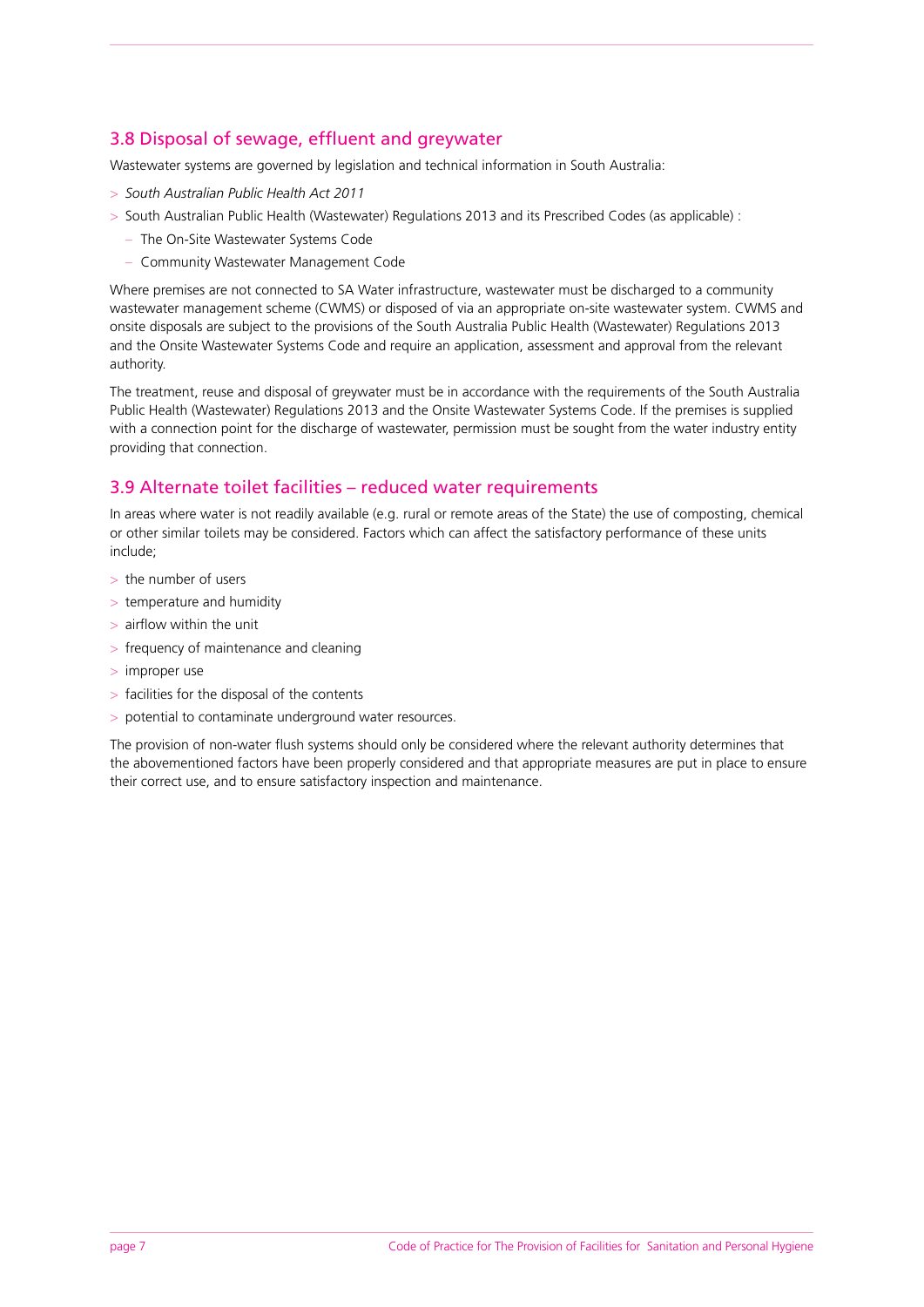## 3.8 Disposal of sewage, effluent and greywater

Wastewater systems are governed by legislation and technical information in South Australia:

- *South Australian Public Health Act 2011*
- South Australian Public Health (Wastewater) Regulations 2013 and its Prescribed Codes (as applicable) :
  - The On-Site Wastewater Systems Code
  - Community Wastewater Management Code

Where premises are not connected to SA Water infrastructure, wastewater must be discharged to a community wastewater management scheme (CWMS) or disposed of via an appropriate on-site wastewater system. CWMS and onsite disposals are subject to the provisions of the South Australia Public Health (Wastewater) Regulations 2013 and the Onsite Wastewater Systems Code and require an application, assessment and approval from the relevant authority.

The treatment, reuse and disposal of greywater must be in accordance with the requirements of the South Australia Public Health (Wastewater) Regulations 2013 and the Onsite Wastewater Systems Code. If the premises is supplied with a connection point for the discharge of wastewater, permission must be sought from the water industry entity providing that connection.

## 3.9 Alternate toilet facilities – reduced water requirements

In areas where water is not readily available (e.g. rural or remote areas of the State) the use of composting, chemical or other similar toilets may be considered. Factors which can affect the satisfactory performance of these units include;

- the number of users
- temperature and humidity
- airflow within the unit
- frequency of maintenance and cleaning
- improper use
- facilities for the disposal of the contents
- potential to contaminate underground water resources.

The provision of non-water flush systems should only be considered where the relevant authority determines that the abovementioned factors have been properly considered and that appropriate measures are put in place to ensure their correct use, and to ensure satisfactory inspection and maintenance.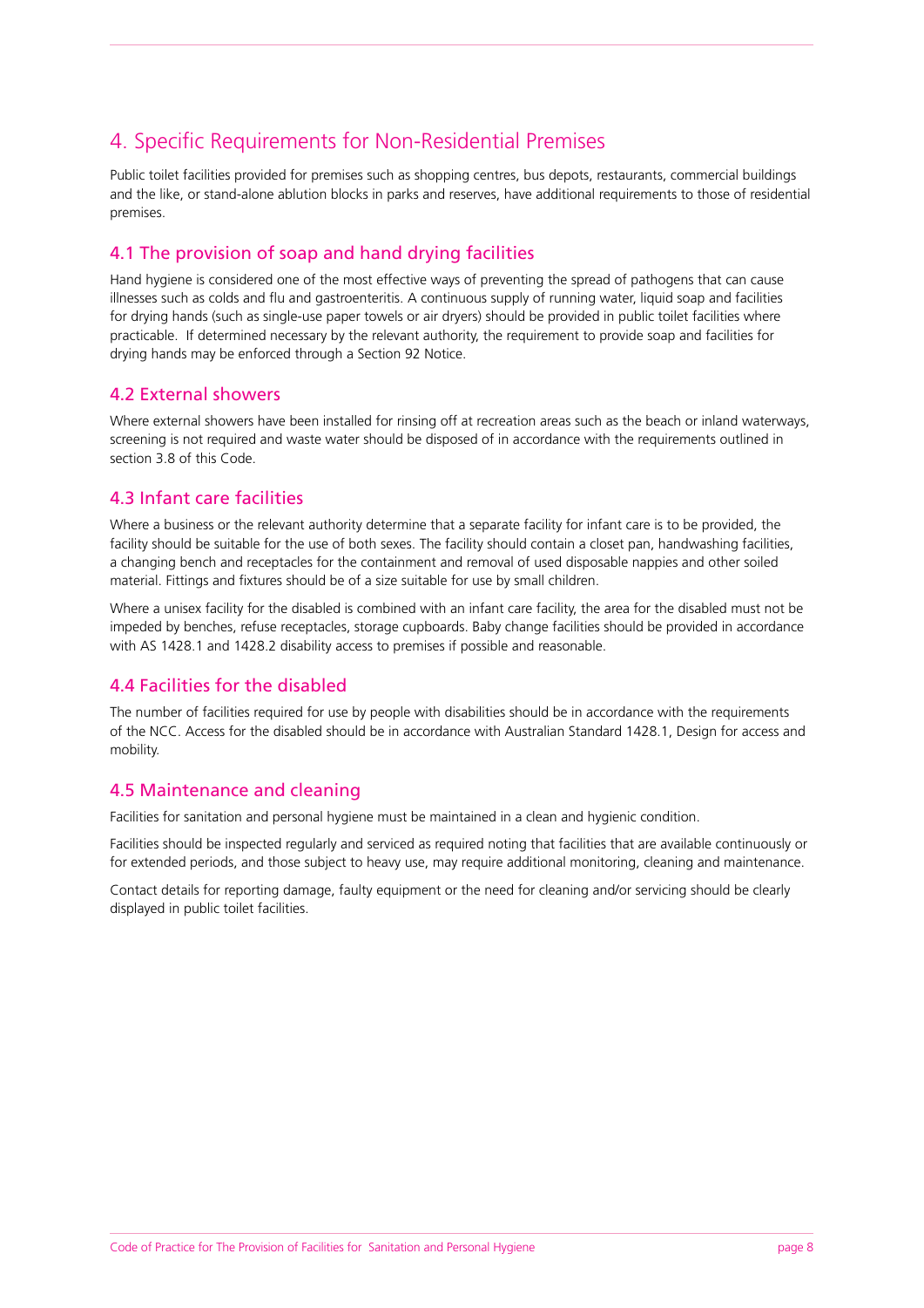# 4. Specific Requirements for Non-Residential Premises

Public toilet facilities provided for premises such as shopping centres, bus depots, restaurants, commercial buildings and the like, or stand-alone ablution blocks in parks and reserves, have additional requirements to those of residential premises.

## 4.1 The provision of soap and hand drying facilities

Hand hygiene is considered one of the most effective ways of preventing the spread of pathogens that can cause illnesses such as colds and flu and gastroenteritis. A continuous supply of running water, liquid soap and facilities for drying hands (such as single-use paper towels or air dryers) should be provided in public toilet facilities where practicable. If determined necessary by the relevant authority, the requirement to provide soap and facilities for drying hands may be enforced through a Section 92 Notice.

## 4.2 External showers

Where external showers have been installed for rinsing off at recreation areas such as the beach or inland waterways, screening is not required and waste water should be disposed of in accordance with the requirements outlined in section 3.8 of this Code.

## 4.3 Infant care facilities

Where a business or the relevant authority determine that a separate facility for infant care is to be provided, the facility should be suitable for the use of both sexes. The facility should contain a closet pan, handwashing facilities, a changing bench and receptacles for the containment and removal of used disposable nappies and other soiled material. Fittings and fixtures should be of a size suitable for use by small children.

Where a unisex facility for the disabled is combined with an infant care facility, the area for the disabled must not be impeded by benches, refuse receptacles, storage cupboards. Baby change facilities should be provided in accordance with AS 1428.1 and 1428.2 disability access to premises if possible and reasonable.

## 4.4 Facilities for the disabled

The number of facilities required for use by people with disabilities should be in accordance with the requirements of the NCC. Access for the disabled should be in accordance with Australian Standard 1428.1, Design for access and mobility.

## 4.5 Maintenance and cleaning

Facilities for sanitation and personal hygiene must be maintained in a clean and hygienic condition.

Facilities should be inspected regularly and serviced as required noting that facilities that are available continuously or for extended periods, and those subject to heavy use, may require additional monitoring, cleaning and maintenance.

Contact details for reporting damage, faulty equipment or the need for cleaning and/or servicing should be clearly displayed in public toilet facilities.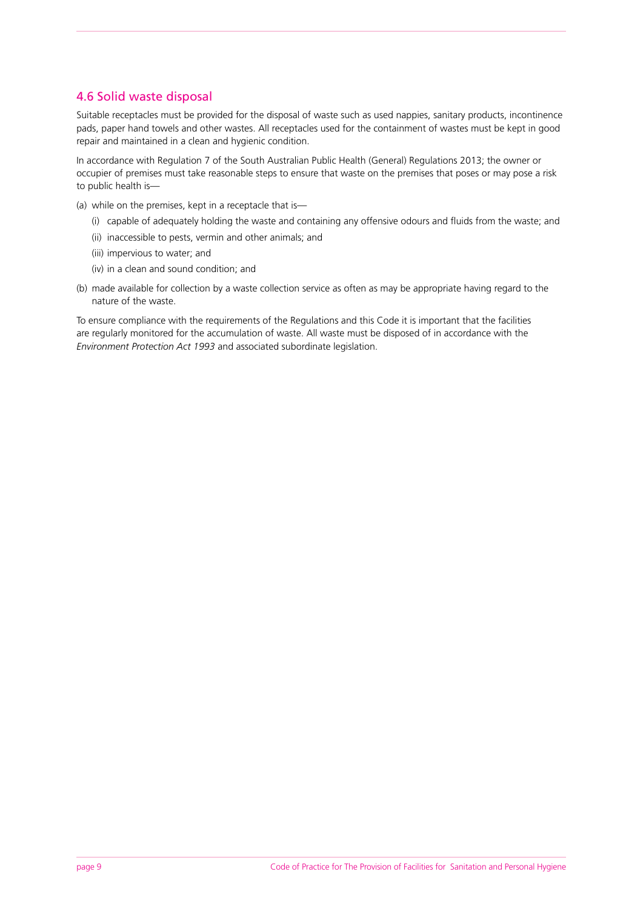### 4.6 Solid waste disposal

Suitable receptacles must be provided for the disposal of waste such as used nappies, sanitary products, incontinence pads, paper hand towels and other wastes. All receptacles used for the containment of wastes must be kept in good repair and maintained in a clean and hygienic condition.

In accordance with Regulation 7 of the South Australian Public Health (General) Regulations 2013; the owner or occupier of premises must take reasonable steps to ensure that waste on the premises that poses or may pose a risk to public health is—

(a) while on the premises, kept in a receptacle that is—

  (i) capable of adequately holding the waste and containing any offensive odours and fluids from the waste; and

  (ii) inaccessible to pests, vermin and other animals; and

  (iii) impervious to water; and

  (iv) in a clean and sound condition; and

(b) made available for collection by a waste collection service as often as may be appropriate having regard to the nature of the waste.

To ensure compliance with the requirements of the Regulations and this Code it is important that the facilities are regularly monitored for the accumulation of waste. All waste must be disposed of in accordance with the *Environment Protection Act 1993* and associated subordinate legislation.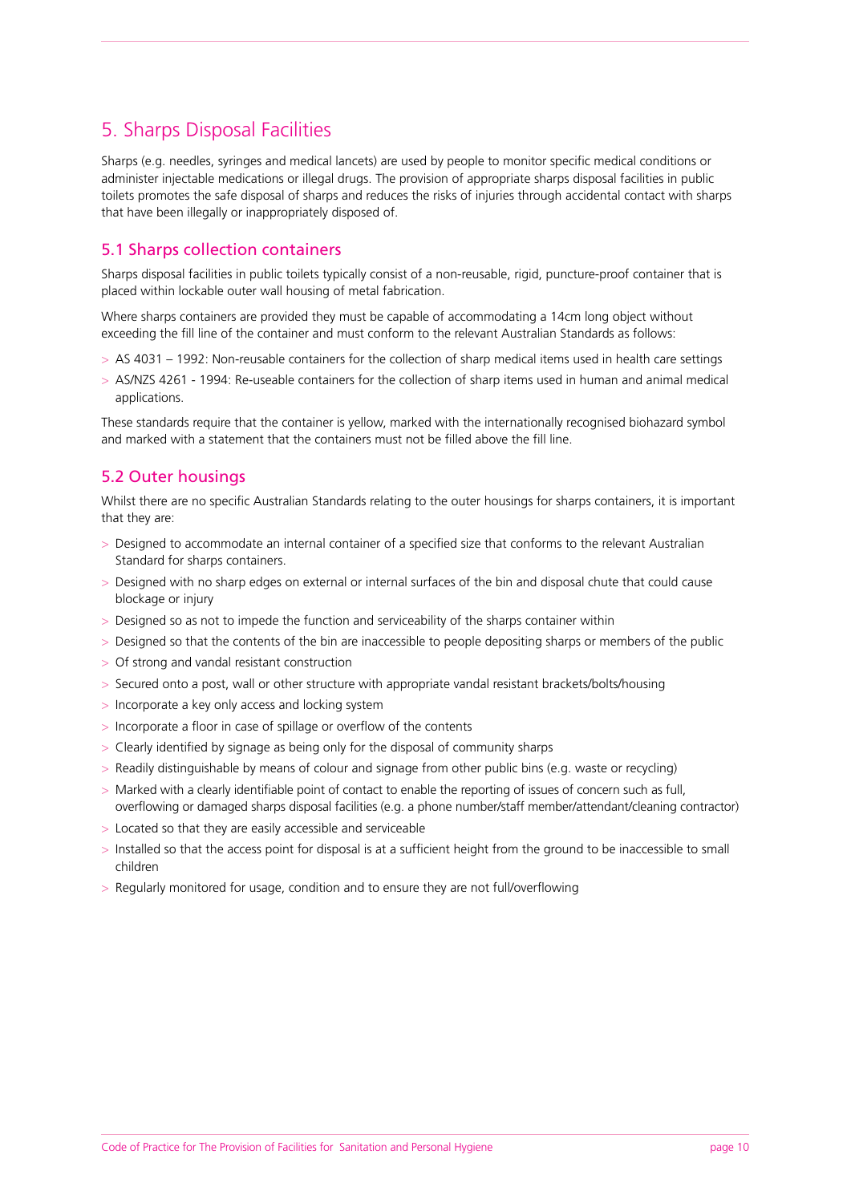# 5. Sharps Disposal Facilities

Sharps (e.g. needles, syringes and medical lancets) are used by people to monitor specific medical conditions or administer injectable medications or illegal drugs. The provision of appropriate sharps disposal facilities in public toilets promotes the safe disposal of sharps and reduces the risks of injuries through accidental contact with sharps that have been illegally or inappropriately disposed of.

## 5.1 Sharps collection containers

Sharps disposal facilities in public toilets typically consist of a non-reusable, rigid, puncture-proof container that is placed within lockable outer wall housing of metal fabrication.

Where sharps containers are provided they must be capable of accommodating a 14cm long object without exceeding the fill line of the container and must conform to the relevant Australian Standards as follows:

- AS 4031 – 1992: Non-reusable containers for the collection of sharp medical items used in health care settings
- AS/NZS 4261 - 1994: Re-useable containers for the collection of sharp items used in human and animal medical applications.

These standards require that the container is yellow, marked with the internationally recognised biohazard symbol and marked with a statement that the containers must not be filled above the fill line.

## 5.2 Outer housings

Whilst there are no specific Australian Standards relating to the outer housings for sharps containers, it is important that they are:

- Designed to accommodate an internal container of a specified size that conforms to the relevant Australian Standard for sharps containers.
- Designed with no sharp edges on external or internal surfaces of the bin and disposal chute that could cause blockage or injury
- Designed so as not to impede the function and serviceability of the sharps container within
- Designed so that the contents of the bin are inaccessible to people depositing sharps or members of the public
- Of strong and vandal resistant construction
- Secured onto a post, wall or other structure with appropriate vandal resistant brackets/bolts/housing
- Incorporate a key only access and locking system
- Incorporate a floor in case of spillage or overflow of the contents
- Clearly identified by signage as being only for the disposal of community sharps
- Readily distinguishable by means of colour and signage from other public bins (e.g. waste or recycling)
- Marked with a clearly identifiable point of contact to enable the reporting of issues of concern such as full, overflowing or damaged sharps disposal facilities (e.g. a phone number/staff member/attendant/cleaning contractor)
- Located so that they are easily accessible and serviceable
- Installed so that the access point for disposal is at a sufficient height from the ground to be inaccessible to small children
- Regularly monitored for usage, condition and to ensure they are not full/overflowing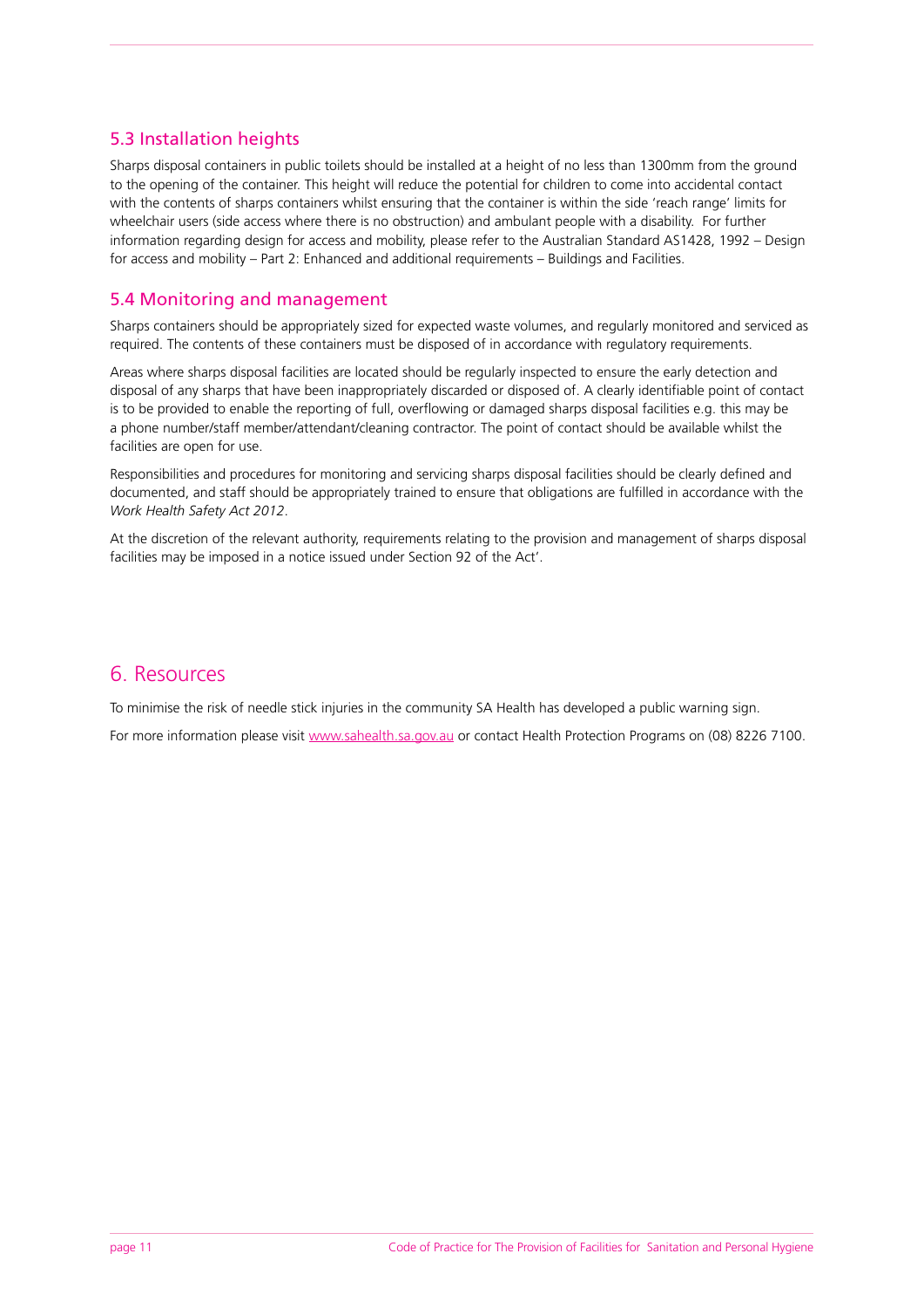## 5.3 Installation heights

Sharps disposal containers in public toilets should be installed at a height of no less than 1300mm from the ground to the opening of the container. This height will reduce the potential for children to come into accidental contact with the contents of sharps containers whilst ensuring that the container is within the side 'reach range' limits for wheelchair users (side access where there is no obstruction) and ambulant people with a disability. For further information regarding design for access and mobility, please refer to the Australian Standard AS1428, 1992 – Design for access and mobility – Part 2: Enhanced and additional requirements – Buildings and Facilities.

## 5.4 Monitoring and management

Sharps containers should be appropriately sized for expected waste volumes, and regularly monitored and serviced as required. The contents of these containers must be disposed of in accordance with regulatory requirements.

Areas where sharps disposal facilities are located should be regularly inspected to ensure the early detection and disposal of any sharps that have been inappropriately discarded or disposed of. A clearly identifiable point of contact is to be provided to enable the reporting of full, overflowing or damaged sharps disposal facilities e.g. this may be a phone number/staff member/attendant/cleaning contractor. The point of contact should be available whilst the facilities are open for use.

Responsibilities and procedures for monitoring and servicing sharps disposal facilities should be clearly defined and documented, and staff should be appropriately trained to ensure that obligations are fulfilled in accordance with the *Work Health Safety Act 2012*.

At the discretion of the relevant authority, requirements relating to the provision and management of sharps disposal facilities may be imposed in a notice issued under Section 92 of the Act'.

# 6. Resources

To minimise the risk of needle stick injuries in the community SA Health has developed a public warning sign.

For more information please visit www.sahealth.sa.gov.au or contact Health Protection Programs on (08) 8226 7100.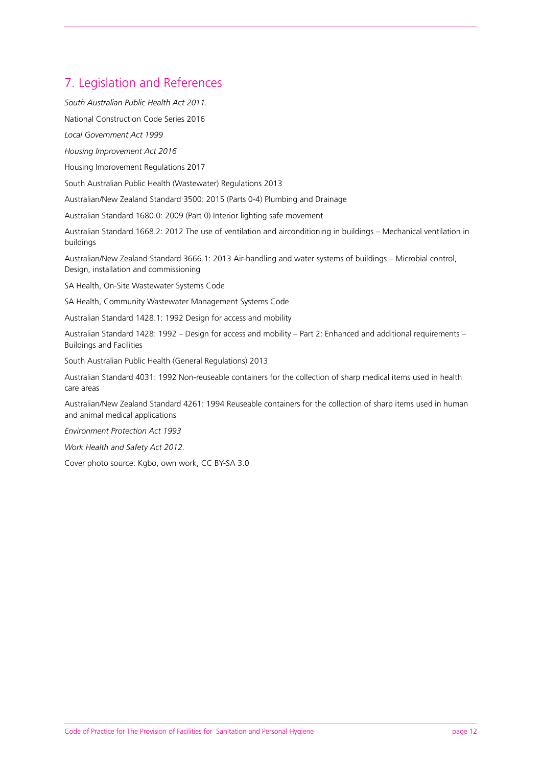## 7. Legislation and References

*South Australian Public Health Act 2011.*

National Construction Code Series 2016

*Local Government Act 1999*

*Housing Improvement Act 2016*

Housing Improvement Regulations 2017

South Australian Public Health (Wastewater) Regulations 2013

Australian/New Zealand Standard 3500: 2015 (Parts 0-4) Plumbing and Drainage

Australian Standard 1680.0: 2009 (Part 0) Interior lighting safe movement

Australian Standard 1668.2: 2012 The use of ventilation and airconditioning in buildings – Mechanical ventilation in buildings

Australian/New Zealand Standard 3666.1: 2013 Air-handling and water systems of buildings – Microbial control, Design, installation and commissioning

SA Health, On-Site Wastewater Systems Code

SA Health, Community Wastewater Management Systems Code

Australian Standard 1428.1: 1992 Design for access and mobility

Australian Standard 1428: 1992 – Design for access and mobility – Part 2: Enhanced and additional requirements – Buildings and Facilities

South Australian Public Health (General Regulations) 2013

Australian Standard 4031: 1992 Non-reuseable containers for the collection of sharp medical items used in health care areas

Australian/New Zealand Standard 4261: 1994 Reuseable containers for the collection of sharp items used in human and animal medical applications

*Environment Protection Act 1993*

*Work Health and Safety Act 2012.*

Cover photo source: Kgbo, own work, CC BY-SA 3.0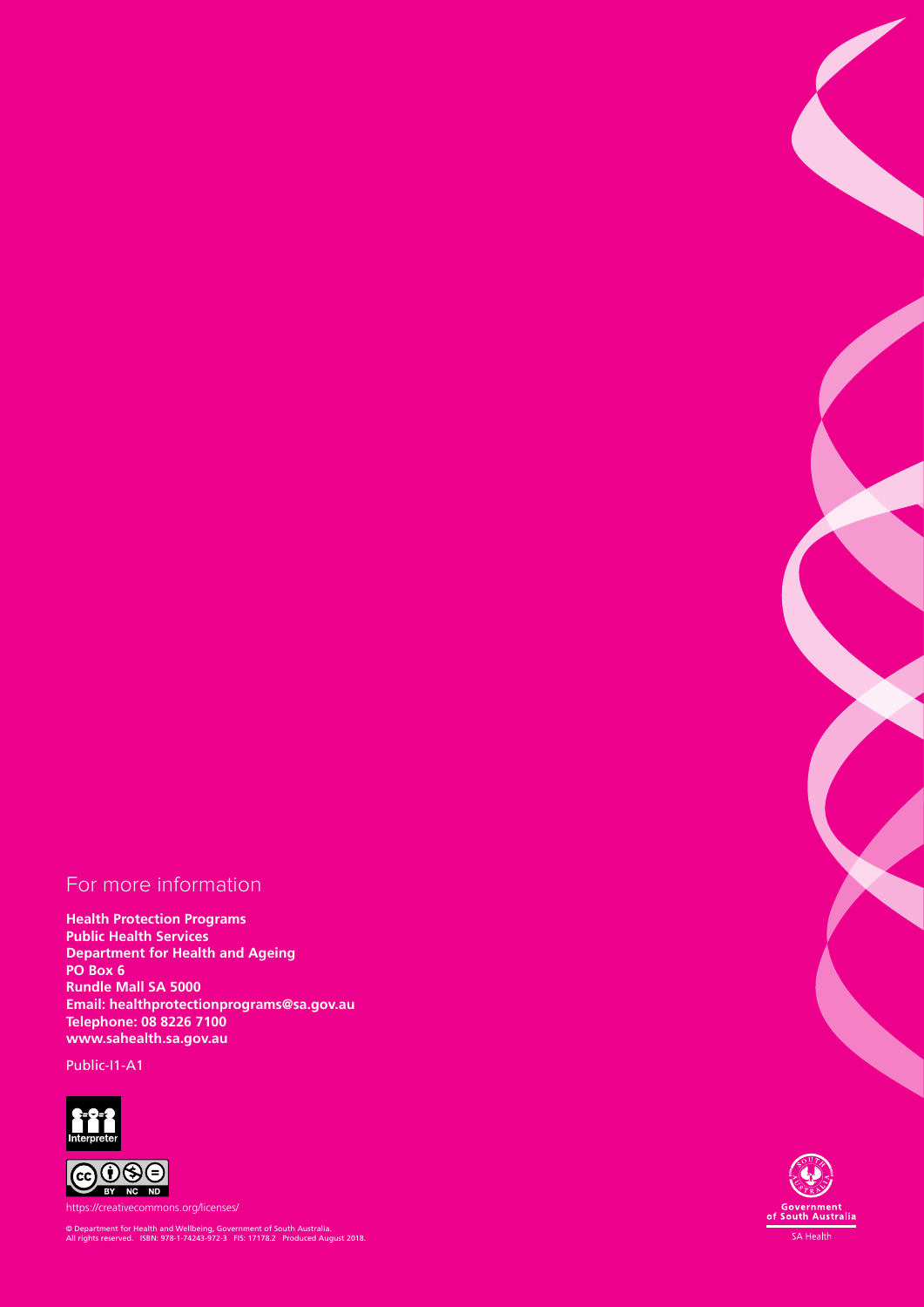## For more information

**Health Protection Programs**
**Public Health Services**
**Department for Health and Ageing**
**PO Box 6**
**Rundle Mall SA 5000**
**Email: healthprotectionprograms@sa.gov.au**
**Telephone: 08 8226 7100**
**www.sahealth.sa.gov.au**

Public-I1-A1

Interpreter

BY NC ND

https://creativecommons.org/licenses/

© Department for Health and Wellbeing, Government of South Australia.
All rights reserved. ISBN: 978-1-74243-972-3 FIS: 17178.2 Produced August 2018.

Government of South Australia

SA Health